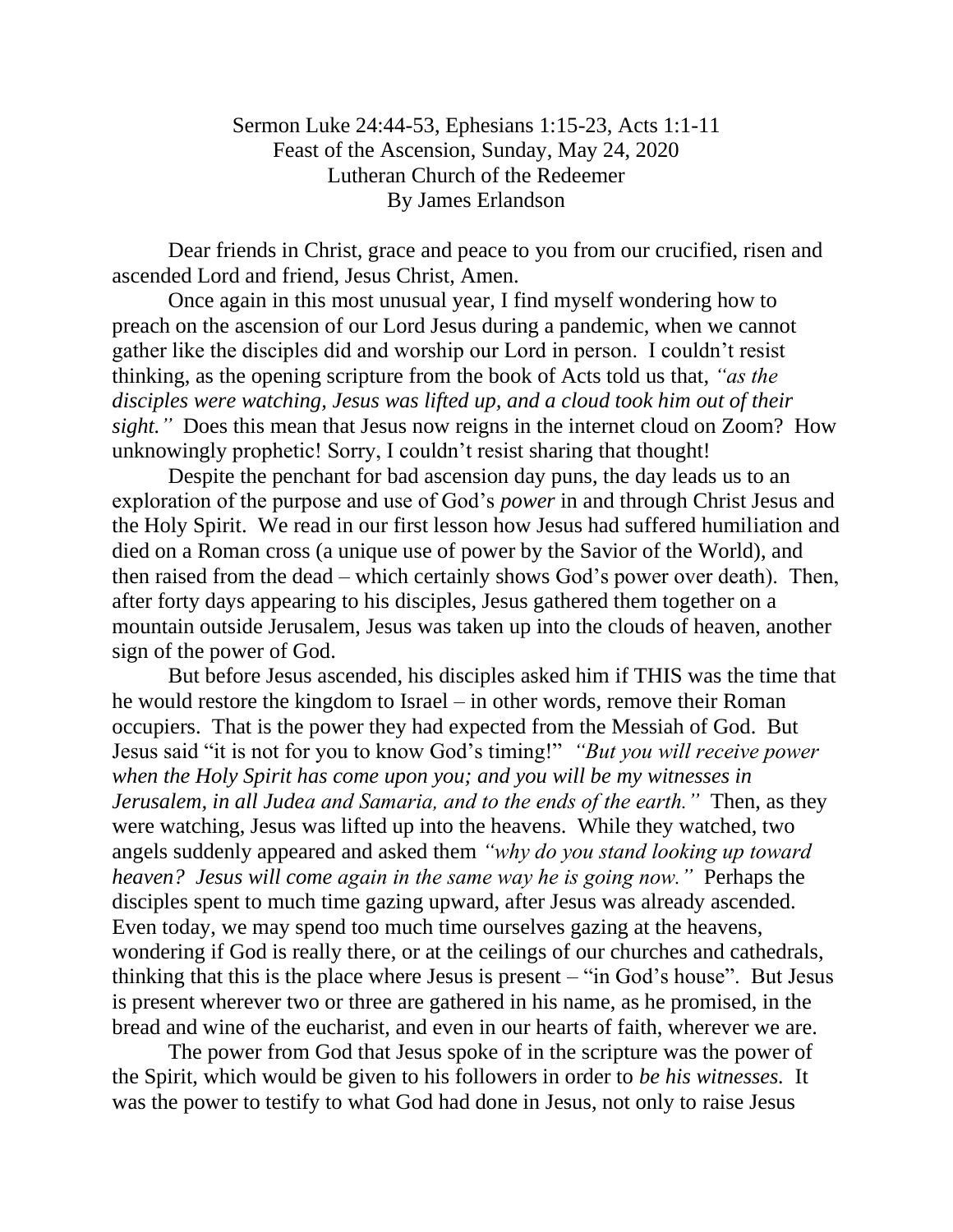Sermon Luke 24:44-53, Ephesians 1:15-23, Acts 1:1-11
Feast of the Ascension, Sunday, May 24, 2020
Lutheran Church of the Redeemer
By James Erlandson

Dear friends in Christ, grace and peace to you from our crucified, risen and ascended Lord and friend, Jesus Christ, Amen.

Once again in this most unusual year, I find myself wondering how to preach on the ascension of our Lord Jesus during a pandemic, when we cannot gather like the disciples did and worship our Lord in person. I couldn't resist thinking, as the opening scripture from the book of Acts told us that, *"as the disciples were watching, Jesus was lifted up, and a cloud took him out of their sight."* Does this mean that Jesus now reigns in the internet cloud on Zoom? How unknowingly prophetic! Sorry, I couldn't resist sharing that thought!

Despite the penchant for bad ascension day puns, the day leads us to an exploration of the purpose and use of God's *power* in and through Christ Jesus and the Holy Spirit. We read in our first lesson how Jesus had suffered humiliation and died on a Roman cross (a unique use of power by the Savior of the World), and then raised from the dead – which certainly shows God's power over death). Then, after forty days appearing to his disciples, Jesus gathered them together on a mountain outside Jerusalem, Jesus was taken up into the clouds of heaven, another sign of the power of God.

But before Jesus ascended, his disciples asked him if THIS was the time that he would restore the kingdom to Israel – in other words, remove their Roman occupiers. That is the power they had expected from the Messiah of God. But Jesus said "it is not for you to know God's timing!" *"But you will receive power when the Holy Spirit has come upon you; and you will be my witnesses in Jerusalem, in all Judea and Samaria, and to the ends of the earth."* Then, as they were watching, Jesus was lifted up into the heavens. While they watched, two angels suddenly appeared and asked them *"why do you stand looking up toward heaven? Jesus will come again in the same way he is going now."* Perhaps the disciples spent to much time gazing upward, after Jesus was already ascended. Even today, we may spend too much time ourselves gazing at the heavens, wondering if God is really there, or at the ceilings of our churches and cathedrals, thinking that this is the place where Jesus is present – "in God's house". But Jesus is present wherever two or three are gathered in his name, as he promised, in the bread and wine of the eucharist, and even in our hearts of faith, wherever we are.

The power from God that Jesus spoke of in the scripture was the power of the Spirit, which would be given to his followers in order to *be his witnesses.* It was the power to testify to what God had done in Jesus, not only to raise Jesus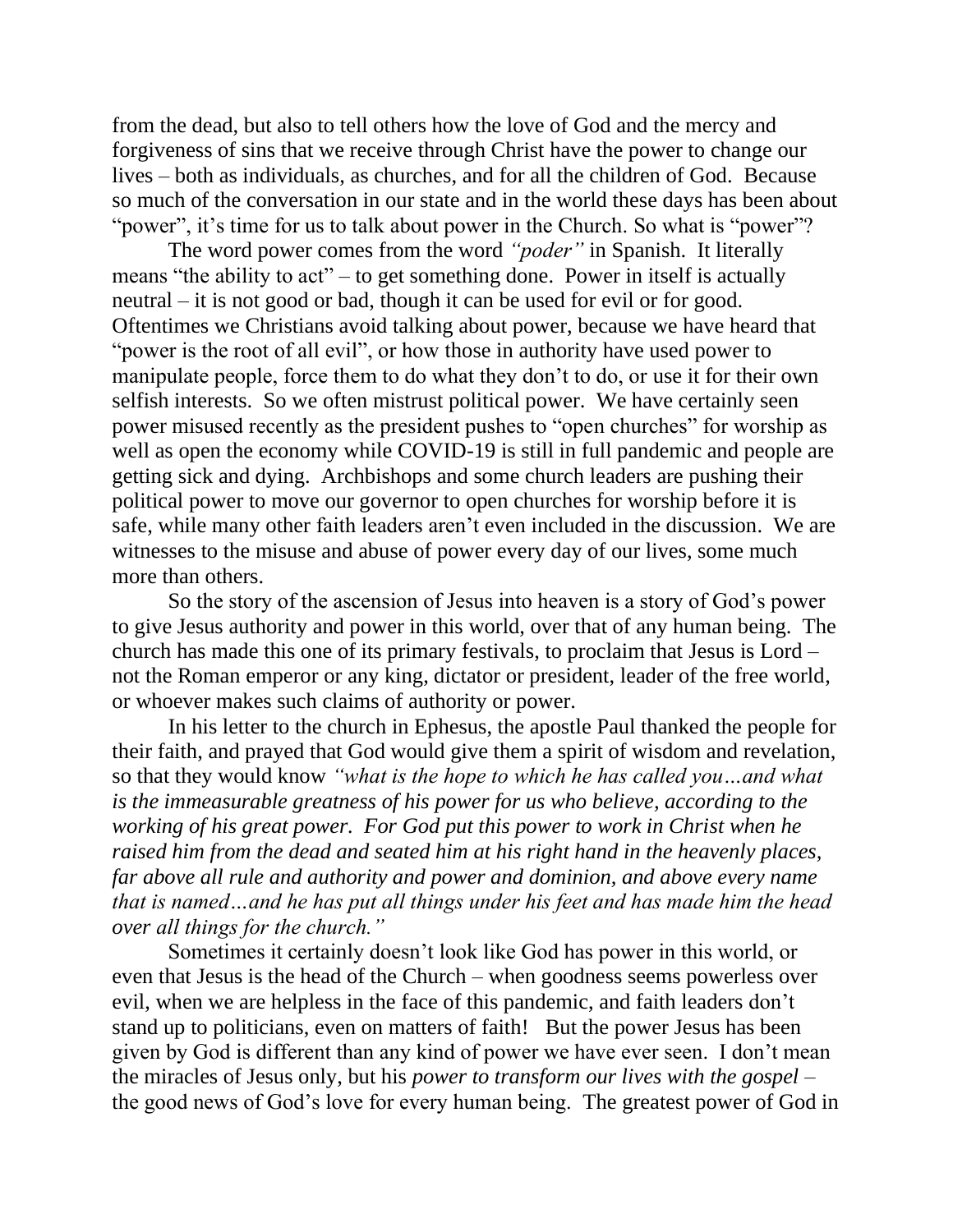from the dead, but also to tell others how the love of God and the mercy and forgiveness of sins that we receive through Christ have the power to change our lives – both as individuals, as churches, and for all the children of God. Because so much of the conversation in our state and in the world these days has been about "power", it's time for us to talk about power in the Church. So what is "power"?

The word power comes from the word *"poder"* in Spanish. It literally means "the ability to act" – to get something done. Power in itself is actually neutral – it is not good or bad, though it can be used for evil or for good. Oftentimes we Christians avoid talking about power, because we have heard that "power is the root of all evil", or how those in authority have used power to manipulate people, force them to do what they don't to do, or use it for their own selfish interests. So we often mistrust political power. We have certainly seen power misused recently as the president pushes to "open churches" for worship as well as open the economy while COVID-19 is still in full pandemic and people are getting sick and dying. Archbishops and some church leaders are pushing their political power to move our governor to open churches for worship before it is safe, while many other faith leaders aren't even included in the discussion. We are witnesses to the misuse and abuse of power every day of our lives, some much more than others.

So the story of the ascension of Jesus into heaven is a story of God's power to give Jesus authority and power in this world, over that of any human being. The church has made this one of its primary festivals, to proclaim that Jesus is Lord – not the Roman emperor or any king, dictator or president, leader of the free world, or whoever makes such claims of authority or power.

In his letter to the church in Ephesus, the apostle Paul thanked the people for their faith, and prayed that God would give them a spirit of wisdom and revelation, so that they would know *"what is the hope to which he has called you…and what is the immeasurable greatness of his power for us who believe, according to the working of his great power. For God put this power to work in Christ when he raised him from the dead and seated him at his right hand in the heavenly places, far above all rule and authority and power and dominion, and above every name that is named…and he has put all things under his feet and has made him the head over all things for the church."*

Sometimes it certainly doesn't look like God has power in this world, or even that Jesus is the head of the Church – when goodness seems powerless over evil, when we are helpless in the face of this pandemic, and faith leaders don't stand up to politicians, even on matters of faith! But the power Jesus has been given by God is different than any kind of power we have ever seen. I don't mean the miracles of Jesus only, but his *power to transform our lives with the gospel* – the good news of God's love for every human being. The greatest power of God in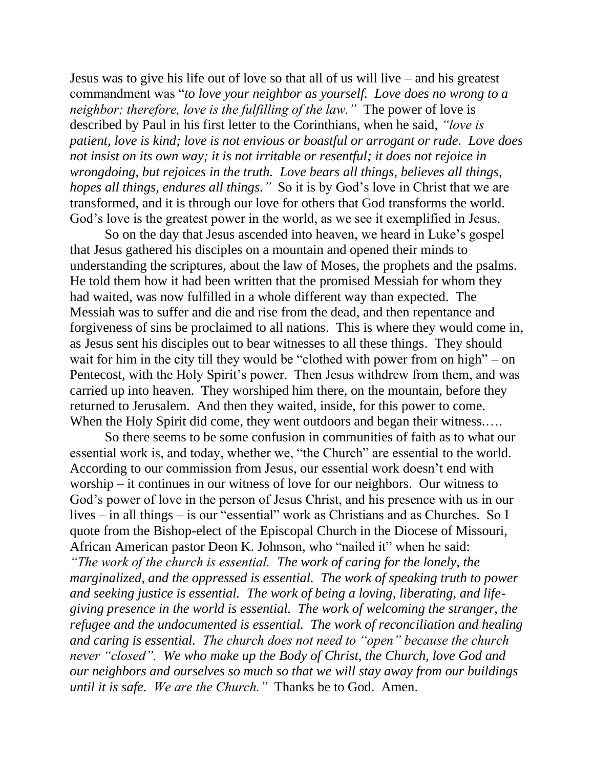Jesus was to give his life out of love so that all of us will live – and his greatest commandment was "*to love your neighbor as yourself. Love does no wrong to a neighbor; therefore, love is the fulfilling of the law."* The power of love is described by Paul in his first letter to the Corinthians, when he said, *"love is patient, love is kind; love is not envious or boastful or arrogant or rude. Love does not insist on its own way; it is not irritable or resentful; it does not rejoice in wrongdoing, but rejoices in the truth. Love bears all things, believes all things, hopes all things, endures all things."* So it is by God's love in Christ that we are transformed, and it is through our love for others that God transforms the world. God's love is the greatest power in the world, as we see it exemplified in Jesus.

So on the day that Jesus ascended into heaven, we heard in Luke's gospel that Jesus gathered his disciples on a mountain and opened their minds to understanding the scriptures, about the law of Moses, the prophets and the psalms. He told them how it had been written that the promised Messiah for whom they had waited, was now fulfilled in a whole different way than expected. The Messiah was to suffer and die and rise from the dead, and then repentance and forgiveness of sins be proclaimed to all nations. This is where they would come in, as Jesus sent his disciples out to bear witnesses to all these things. They should wait for him in the city till they would be "clothed with power from on high" – on Pentecost, with the Holy Spirit's power. Then Jesus withdrew from them, and was carried up into heaven. They worshiped him there, on the mountain, before they returned to Jerusalem. And then they waited, inside, for this power to come. When the Holy Spirit did come, they went outdoors and began their witness.….

So there seems to be some confusion in communities of faith as to what our essential work is, and today, whether we, "the Church" are essential to the world. According to our commission from Jesus, our essential work doesn't end with worship – it continues in our witness of love for our neighbors. Our witness to God's power of love in the person of Jesus Christ, and his presence with us in our lives – in all things – is our "essential" work as Christians and as Churches. So I quote from the Bishop-elect of the Episcopal Church in the Diocese of Missouri, African American pastor Deon K. Johnson, who "nailed it" when he said: *"The work of the church is essential. The work of caring for the lonely, the marginalized, and the oppressed is essential. The work of speaking truth to power and seeking justice is essential. The work of being a loving, liberating, and life-giving presence in the world is essential. The work of welcoming the stranger, the refugee and the undocumented is essential. The work of reconciliation and healing and caring is essential. The church does not need to "open" because the church never "closed". We who make up the Body of Christ, the Church, love God and our neighbors and ourselves so much so that we will stay away from our buildings until it is safe. We are the Church."* Thanks be to God. Amen.